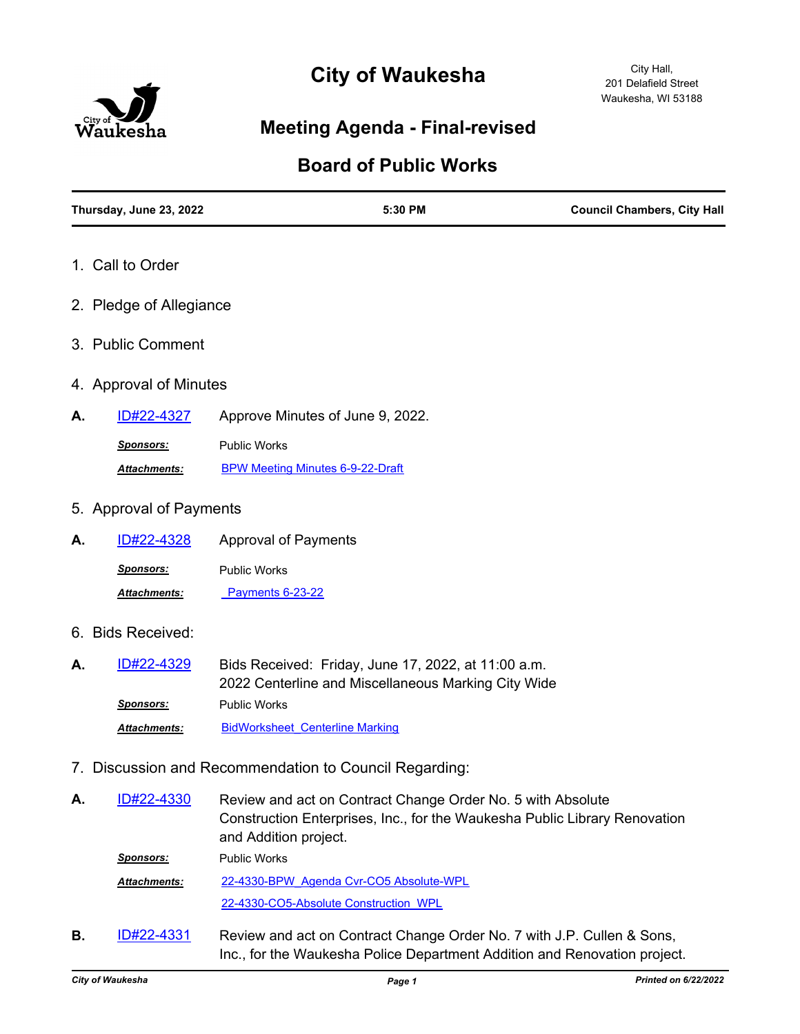# City of Waukesha

City Hall,
201 Delafield Street
Waukesha, WI 53188

## Meeting Agenda - Final-revised

## Board of Public Works

| Thursday, June 23, 2022 | 5:30 PM | Council Chambers, City Hall |
|---|---|---|

1. Call to Order

2. Pledge of Allegiance

3. Public Comment

4. Approval of Minutes

**A.** ID#22-4327 Approve Minutes of June 9, 2022.

***Sponsors:*** Public Works

***Attachments:*** BPW Meeting Minutes 6-9-22-Draft

5. Approval of Payments

**A.** ID#22-4328 Approval of Payments

***Sponsors:*** Public Works

***Attachments:*** Payments 6-23-22

6. Bids Received:

**A.** ID#22-4329 Bids Received: Friday, June 17, 2022, at 11:00 a.m.
2022 Centerline and Miscellaneous Marking City Wide

***Sponsors:*** Public Works

***Attachments:*** BidWorksheet_Centerline Marking

7. Discussion and Recommendation to Council Regarding:

**A.** ID#22-4330 Review and act on Contract Change Order No. 5 with Absolute Construction Enterprises, Inc., for the Waukesha Public Library Renovation and Addition project.

***Sponsors:*** Public Works

***Attachments:*** 22-4330-BPW_Agenda Cvr-CO5 Absolute-WPL
22-4330-CO5-Absolute Construction_WPL

**B.** ID#22-4331 Review and act on Contract Change Order No. 7 with J.P. Cullen & Sons, Inc., for the Waukesha Police Department Addition and Renovation project.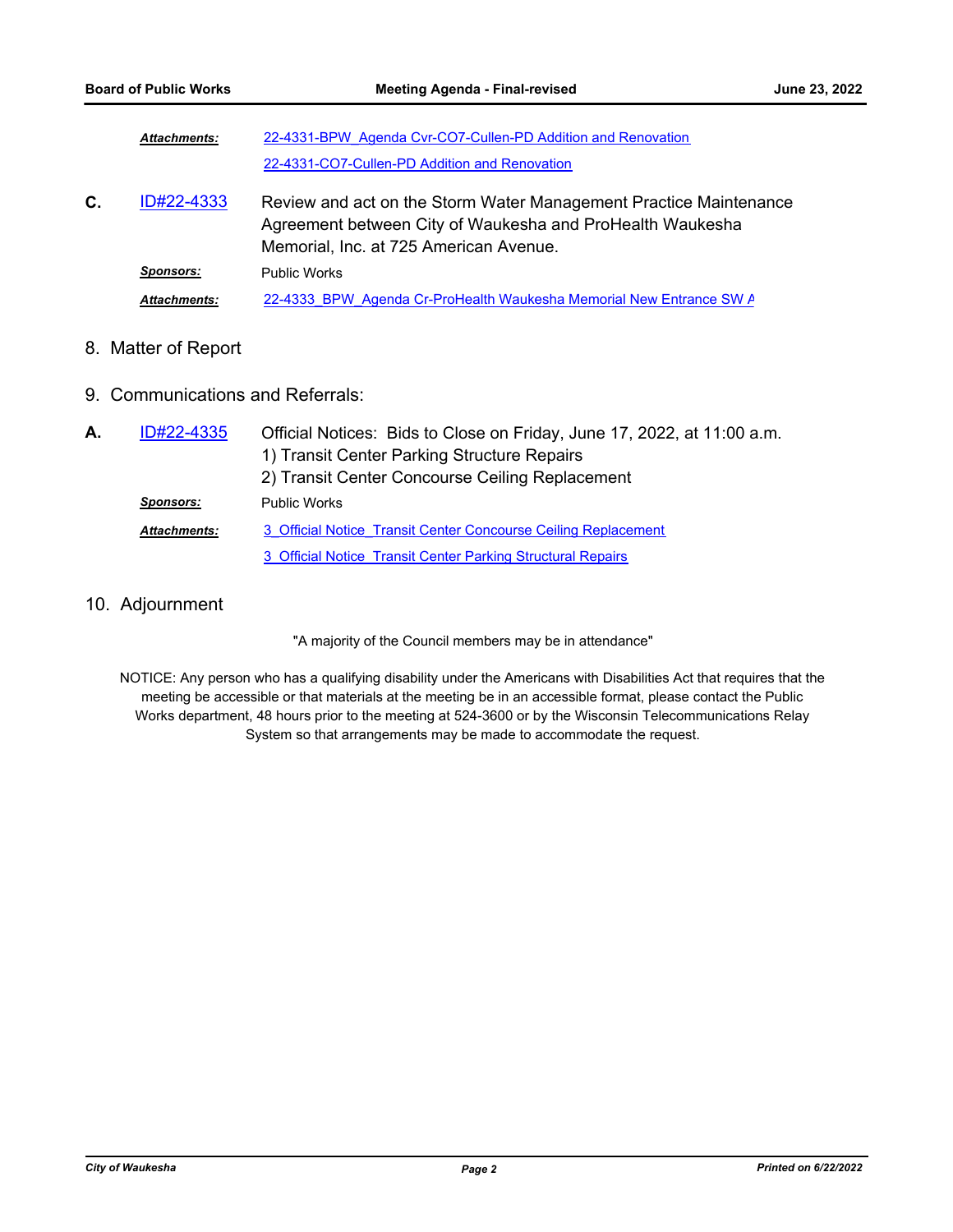***Attachments:*** 22-4331-BPW_Agenda Cvr-CO7-Cullen-PD Addition and Renovation
22-4331-CO7-Cullen-PD Addition and Renovation

**C.** ID#22-4333 Review and act on the Storm Water Management Practice Maintenance Agreement between City of Waukesha and ProHealth Waukesha Memorial, Inc. at 725 American Avenue.

***Sponsors:*** Public Works

***Attachments:*** 22-4333_BPW_Agenda Cr-ProHealth Waukesha Memorial New Entrance SW A

## 8. Matter of Report

## 9. Communications and Referrals:

**A.** ID#22-4335 Official Notices: Bids to Close on Friday, June 17, 2022, at 11:00 a.m.
1) Transit Center Parking Structure Repairs
2) Transit Center Concourse Ceiling Replacement

***Sponsors:*** Public Works

***Attachments:*** 3_Official Notice_Transit Center Concourse Ceiling Replacement
3_Official Notice_Transit Center Parking Structural Repairs

## 10. Adjournment

"A majority of the Council members may be in attendance"

NOTICE: Any person who has a qualifying disability under the Americans with Disabilities Act that requires that the meeting be accessible or that materials at the meeting be in an accessible format, please contact the Public Works department, 48 hours prior to the meeting at 524-3600 or by the Wisconsin Telecommunications Relay System so that arrangements may be made to accommodate the request.